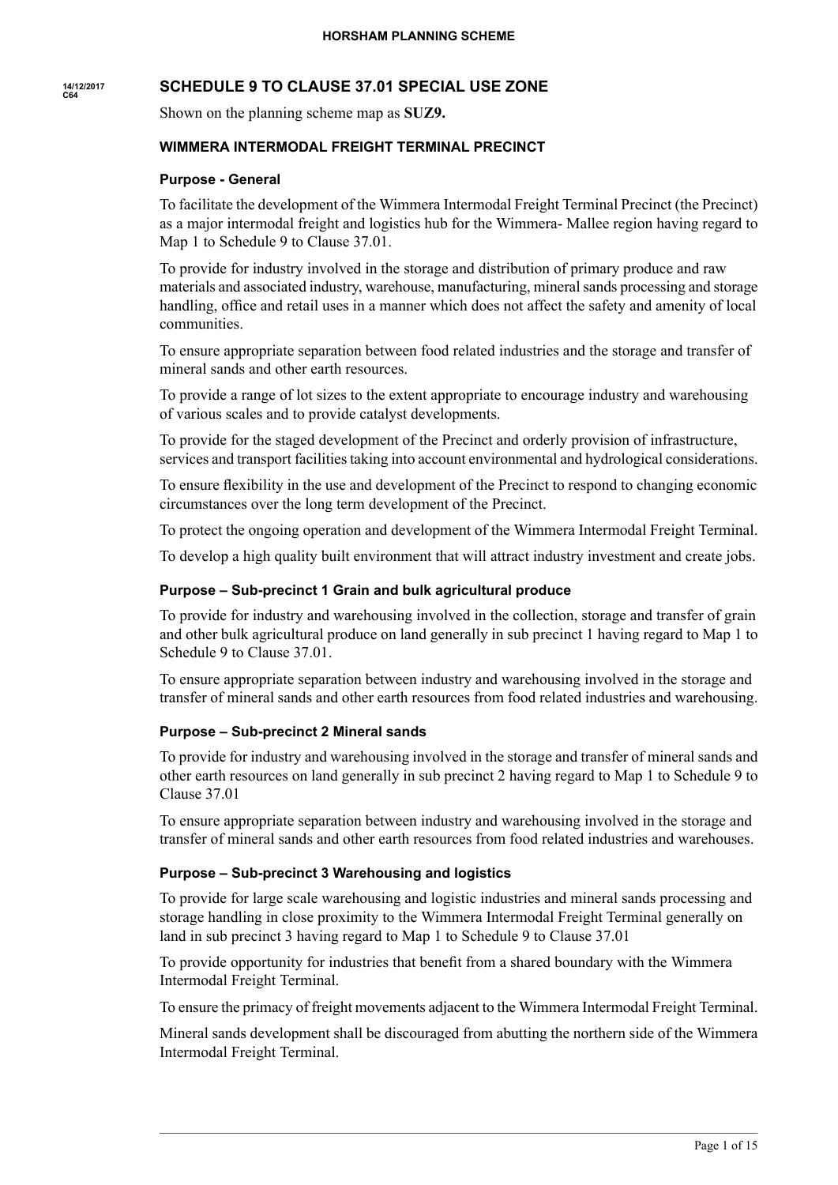14/12/2017
C64

# SCHEDULE 9 TO CLAUSE 37.01 SPECIAL USE ZONE

Shown on the planning scheme map as **SUZ9.**

## WIMMERA INTERMODAL FREIGHT TERMINAL PRECINCT

### Purpose - General

To facilitate the development of the Wimmera Intermodal Freight Terminal Precinct (the Precinct) as a major intermodal freight and logistics hub for the Wimmera- Mallee region having regard to Map 1 to Schedule 9 to Clause 37.01.

To provide for industry involved in the storage and distribution of primary produce and raw materials and associated industry, warehouse, manufacturing, mineral sands processing and storage handling, office and retail uses in a manner which does not affect the safety and amenity of local communities.

To ensure appropriate separation between food related industries and the storage and transfer of mineral sands and other earth resources.

To provide a range of lot sizes to the extent appropriate to encourage industry and warehousing of various scales and to provide catalyst developments.

To provide for the staged development of the Precinct and orderly provision of infrastructure, services and transport facilities taking into account environmental and hydrological considerations.

To ensure flexibility in the use and development of the Precinct to respond to changing economic circumstances over the long term development of the Precinct.

To protect the ongoing operation and development of the Wimmera Intermodal Freight Terminal.

To develop a high quality built environment that will attract industry investment and create jobs.

### Purpose – Sub-precinct 1 Grain and bulk agricultural produce

To provide for industry and warehousing involved in the collection, storage and transfer of grain and other bulk agricultural produce on land generally in sub precinct 1 having regard to Map 1 to Schedule 9 to Clause 37.01.

To ensure appropriate separation between industry and warehousing involved in the storage and transfer of mineral sands and other earth resources from food related industries and warehousing.

### Purpose – Sub-precinct 2 Mineral sands

To provide for industry and warehousing involved in the storage and transfer of mineral sands and other earth resources on land generally in sub precinct 2 having regard to Map 1 to Schedule 9 to Clause 37.01

To ensure appropriate separation between industry and warehousing involved in the storage and transfer of mineral sands and other earth resources from food related industries and warehouses.

### Purpose – Sub-precinct 3 Warehousing and logistics

To provide for large scale warehousing and logistic industries and mineral sands processing and storage handling in close proximity to the Wimmera Intermodal Freight Terminal generally on land in sub precinct 3 having regard to Map 1 to Schedule 9 to Clause 37.01

To provide opportunity for industries that benefit from a shared boundary with the Wimmera Intermodal Freight Terminal.

To ensure the primacy of freight movements adjacent to the Wimmera Intermodal Freight Terminal.

Mineral sands development shall be discouraged from abutting the northern side of the Wimmera Intermodal Freight Terminal.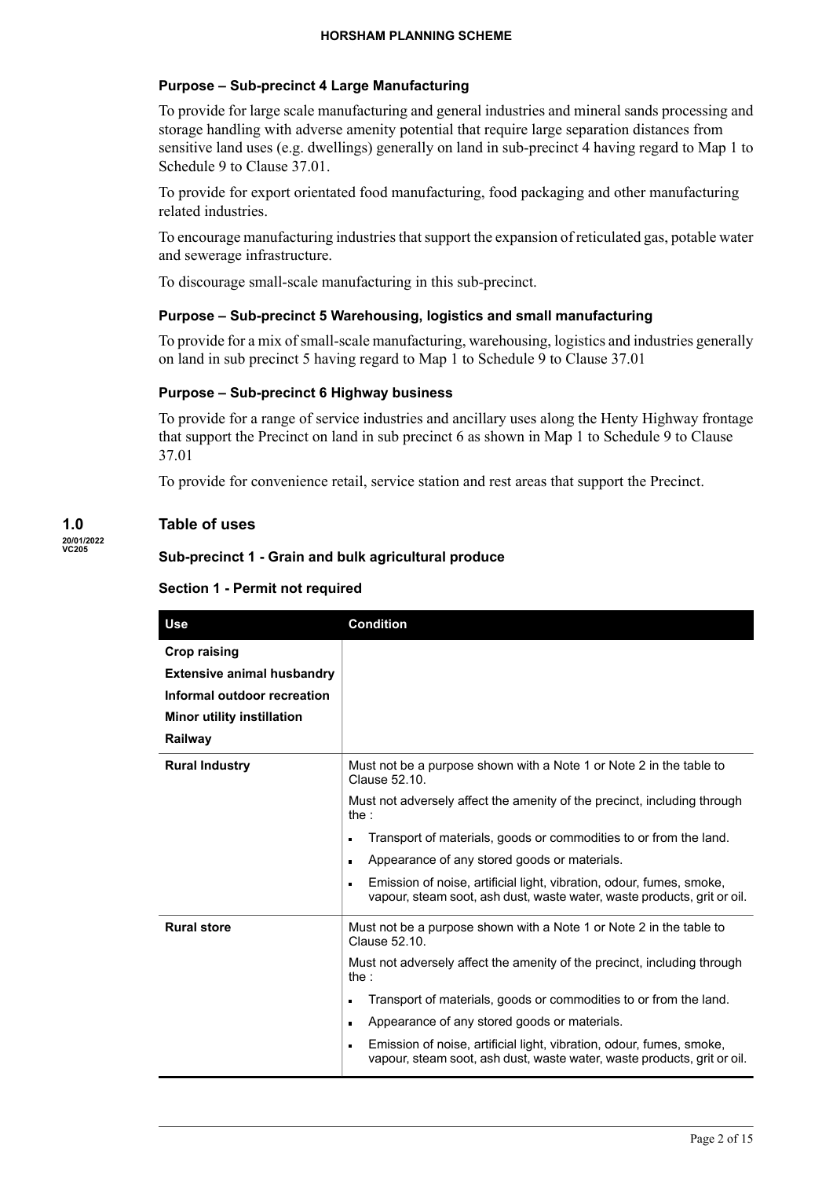### Purpose – Sub-precinct 4 Large Manufacturing

To provide for large scale manufacturing and general industries and mineral sands processing and storage handling with adverse amenity potential that require large separation distances from sensitive land uses (e.g. dwellings) generally on land in sub-precinct 4 having regard to Map 1 to Schedule 9 to Clause 37.01.

To provide for export orientated food manufacturing, food packaging and other manufacturing related industries.

To encourage manufacturing industries that support the expansion of reticulated gas, potable water and sewerage infrastructure.

To discourage small-scale manufacturing in this sub-precinct.

### Purpose – Sub-precinct 5 Warehousing, logistics and small manufacturing

To provide for a mix of small-scale manufacturing, warehousing, logistics and industries generally on land in sub precinct 5 having regard to Map 1 to Schedule 9 to Clause 37.01

### Purpose – Sub-precinct 6 Highway business

To provide for a range of service industries and ancillary uses along the Henty Highway frontage that support the Precinct on land in sub precinct 6 as shown in Map 1 to Schedule 9 to Clause 37.01

To provide for convenience retail, service station and rest areas that support the Precinct.

## 1.0 Table of uses

20/01/2022
VC205

### Sub-precinct 1 - Grain and bulk agricultural produce

#### Section 1 - Permit not required

| Use | Condition |
|---|---|
| **Crop raising**<br>**Extensive animal husbandry**<br>**Informal outdoor recreation**<br>**Minor utility installation**<br>**Railway** | |
| **Rural Industry** | Must not be a purpose shown with a Note 1 or Note 2 in the table to Clause 52.10.<br><br>Must not adversely affect the amenity of the precinct, including through the :<br>▪ Transport of materials, goods or commodities to or from the land.<br>▪ Appearance of any stored goods or materials.<br>▪ Emission of noise, artificial light, vibration, odour, fumes, smoke, vapour, steam soot, ash dust, waste water, waste products, grit or oil. |
| **Rural store** | Must not be a purpose shown with a Note 1 or Note 2 in the table to Clause 52.10.<br><br>Must not adversely affect the amenity of the precinct, including through the :<br>▪ Transport of materials, goods or commodities to or from the land.<br>▪ Appearance of any stored goods or materials.<br>▪ Emission of noise, artificial light, vibration, odour, fumes, smoke, vapour, steam soot, ash dust, waste water, waste products, grit or oil. |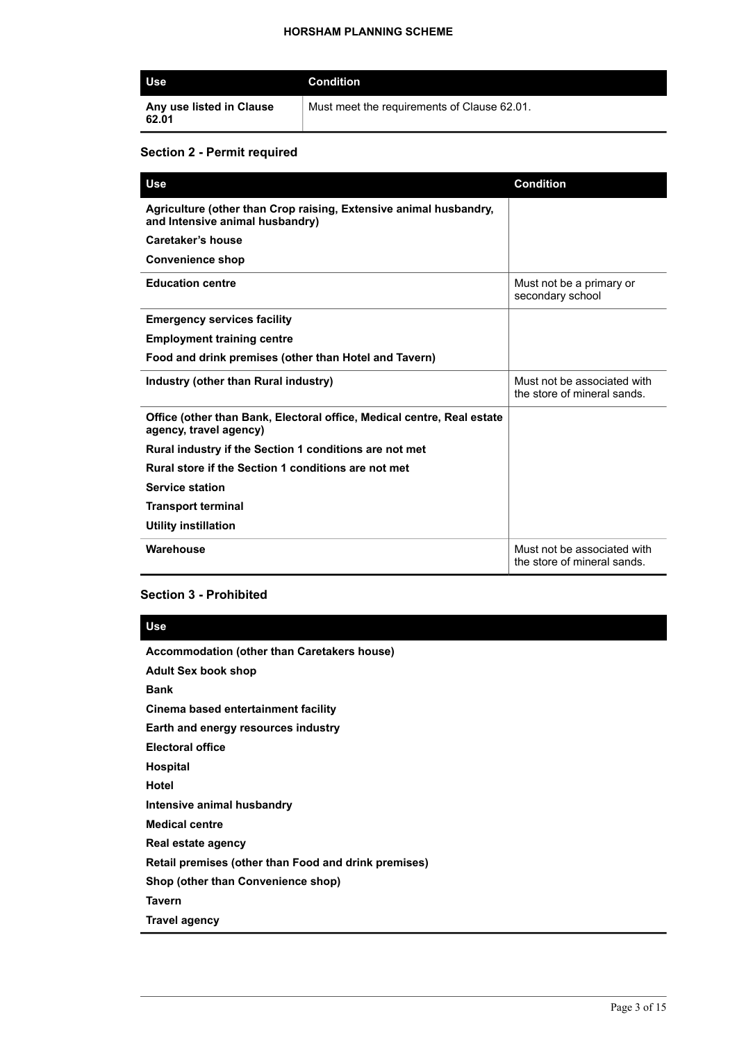| Use | Condition |
| --- | --- |
| **Any use listed in Clause 62.01** | Must meet the requirements of Clause 62.01. |

## Section 2 - Permit required

| Use | Condition |
| --- | --- |
| **Agriculture (other than Crop raising, Extensive animal husbandry, and Intensive animal husbandry)**<br>**Caretaker's house**<br>**Convenience shop** | |
| **Education centre** | Must not be a primary or secondary school |
| **Emergency services facility**<br>**Employment training centre**<br>**Food and drink premises (other than Hotel and Tavern)** | |
| **Industry (other than Rural industry)** | Must not be associated with the store of mineral sands. |
| **Office (other than Bank, Electoral office, Medical centre, Real estate agency, travel agency)**<br>**Rural industry if the Section 1 conditions are not met**<br>**Rural store if the Section 1 conditions are not met**<br>**Service station**<br>**Transport terminal**<br>**Utility instillation** | |
| **Warehouse** | Must not be associated with the store of mineral sands. |

## Section 3 - Prohibited

| Use |
| --- |
| **Accommodation (other than Caretakers house)**<br>**Adult Sex book shop**<br>**Bank**<br>**Cinema based entertainment facility**<br>**Earth and energy resources industry**<br>**Electoral office**<br>**Hospital**<br>**Hotel**<br>**Intensive animal husbandry**<br>**Medical centre**<br>**Real estate agency**<br>**Retail premises (other than Food and drink premises)**<br>**Shop (other than Convenience shop)**<br>**Tavern**<br>**Travel agency** |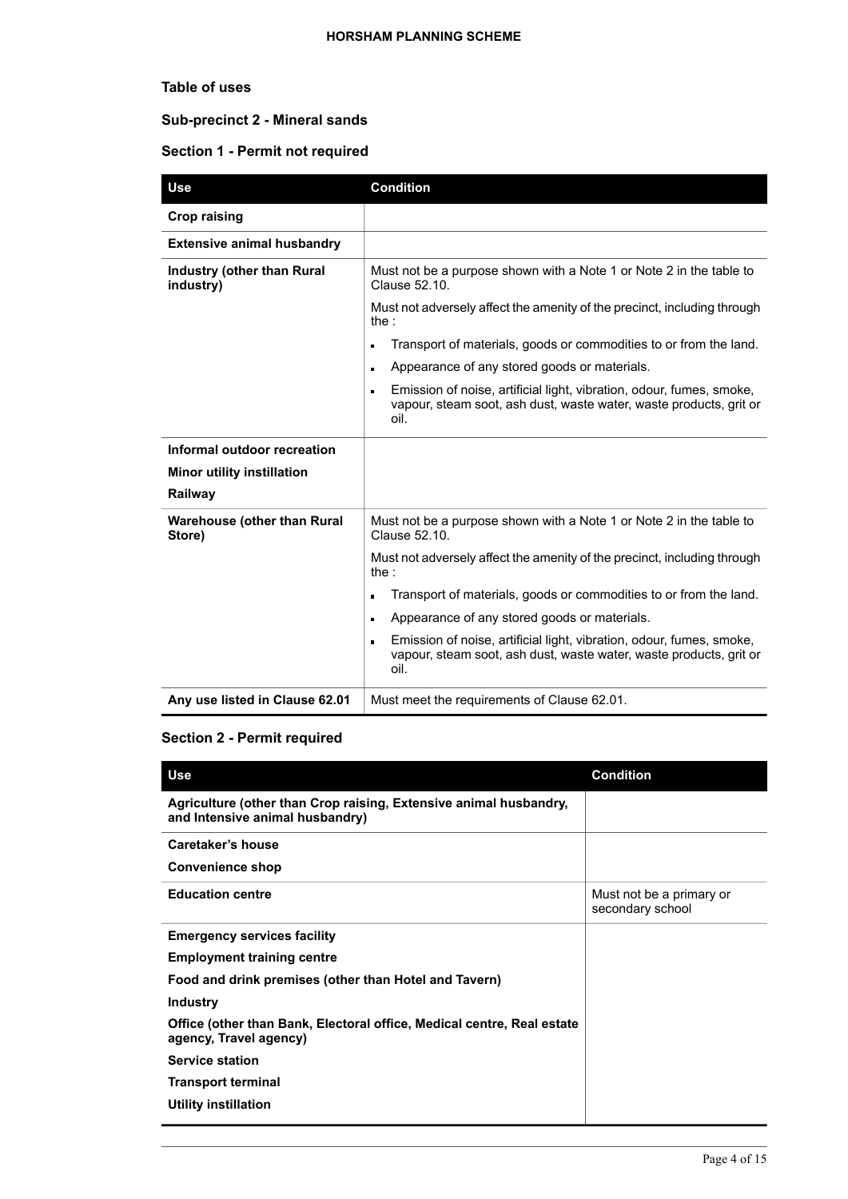## Table of uses

### Sub-precinct 2 - Mineral sands

### Section 1 - Permit not required

| Use | Condition |
|---|---|
| **Crop raising** | |
| **Extensive animal husbandry** | |
| **Industry (other than Rural industry)** | Must not be a purpose shown with a Note 1 or Note 2 in the table to Clause 52.10.<br><br>Must not adversely affect the amenity of the precinct, including through the :<br><br>- Transport of materials, goods or commodities to or from the land.<br>- Appearance of any stored goods or materials.<br>- Emission of noise, artificial light, vibration, odour, fumes, smoke, vapour, steam soot, ash dust, waste water, waste products, grit or oil. |
| **Informal outdoor recreation**<br><br>**Minor utility instillation**<br><br>**Railway** | |
| **Warehouse (other than Rural Store)** | Must not be a purpose shown with a Note 1 or Note 2 in the table to Clause 52.10.<br><br>Must not adversely affect the amenity of the precinct, including through the :<br><br>- Transport of materials, goods or commodities to or from the land.<br>- Appearance of any stored goods or materials.<br>- Emission of noise, artificial light, vibration, odour, fumes, smoke, vapour, steam soot, ash dust, waste water, waste products, grit or oil. |
| **Any use listed in Clause 62.01** | Must meet the requirements of Clause 62.01. |

### Section 2 - Permit required

| Use | Condition |
|---|---|
| **Agriculture (other than Crop raising, Extensive animal husbandry, and Intensive animal husbandry)** | |
| **Caretaker's house**<br><br>**Convenience shop** | |
| **Education centre** | Must not be a primary or secondary school |
| **Emergency services facility**<br><br>**Employment training centre**<br><br>**Food and drink premises (other than Hotel and Tavern)**<br><br>**Industry**<br><br>**Office (other than Bank, Electoral office, Medical centre, Real estate agency, Travel agency)**<br><br>**Service station**<br><br>**Transport terminal**<br><br>**Utility instillation** | |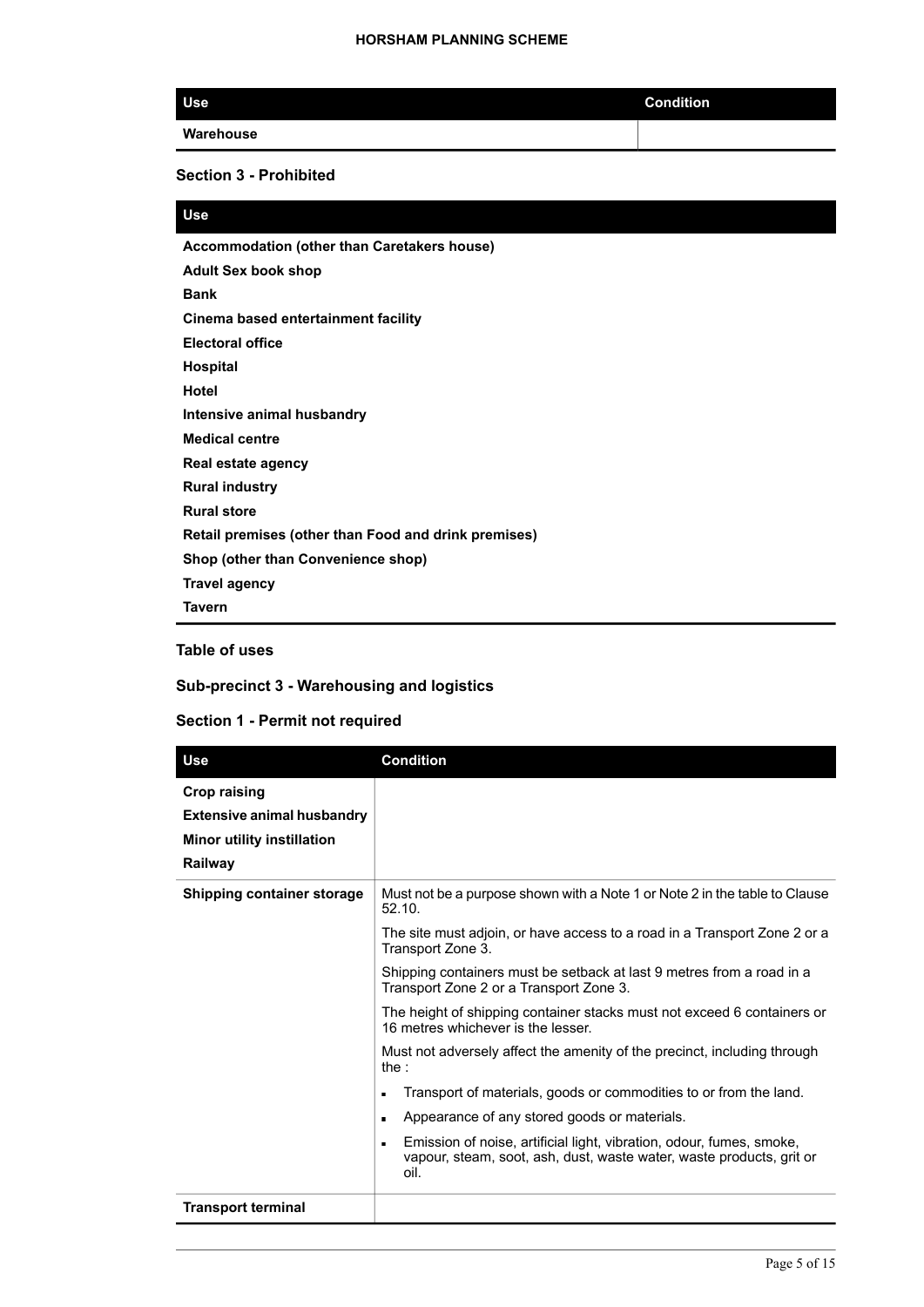| Use | Condition |
|---|---|
| **Warehouse** | |

### Section 3 - Prohibited

| Use |
|---|
| **Accommodation (other than Caretakers house)** |
| **Adult Sex book shop** |
| **Bank** |
| **Cinema based entertainment facility** |
| **Electoral office** |
| **Hospital** |
| **Hotel** |
| **Intensive animal husbandry** |
| **Medical centre** |
| **Real estate agency** |
| **Rural industry** |
| **Rural store** |
| **Retail premises (other than Food and drink premises)** |
| **Shop (other than Convenience shop)** |
| **Travel agency** |
| **Tavern** |

### Table of uses

### Sub-precinct 3 - Warehousing and logistics

### Section 1 - Permit not required

| Use | Condition |
|---|---|
| **Crop raising**<br>**Extensive animal husbandry**<br>**Minor utility instillation**<br>**Railway** | |
| **Shipping container storage** | Must not be a purpose shown with a Note 1 or Note 2 in the table to Clause 52.10.<br><br>The site must adjoin, or have access to a road in a Transport Zone 2 or a Transport Zone 3.<br><br>Shipping containers must be setback at last 9 metres from a road in a Transport Zone 2 or a Transport Zone 3.<br><br>The height of shipping container stacks must not exceed 6 containers or 16 metres whichever is the lesser.<br><br>Must not adversely affect the amenity of the precinct, including through the :<br><br>- Transport of materials, goods or commodities to or from the land.<br>- Appearance of any stored goods or materials.<br>- Emission of noise, artificial light, vibration, odour, fumes, smoke, vapour, steam, soot, ash, dust, waste water, waste products, grit or oil. |
| **Transport terminal** | |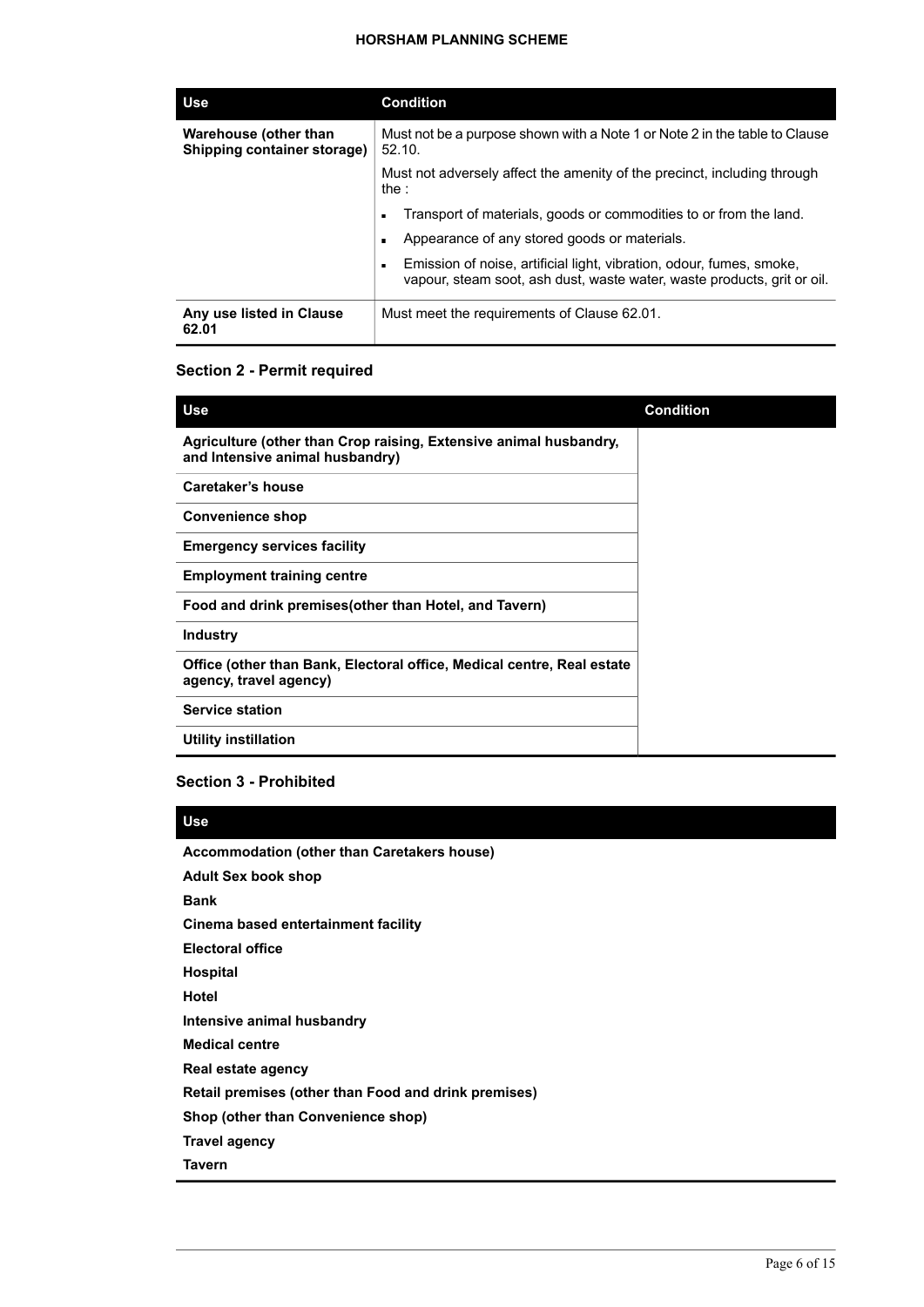| Use | Condition |
| --- | --- |
| **Warehouse (other than Shipping container storage)** | Must not be a purpose shown with a Note 1 or Note 2 in the table to Clause 52.10.<br><br>Must not adversely affect the amenity of the precinct, including through the :<br><br>- Transport of materials, goods or commodities to or from the land.<br>- Appearance of any stored goods or materials.<br>- Emission of noise, artificial light, vibration, odour, fumes, smoke, vapour, steam soot, ash dust, waste water, waste products, grit or oil. |
| **Any use listed in Clause 62.01** | Must meet the requirements of Clause 62.01. |

### Section 2 - Permit required

| Use | Condition |
| --- | --- |
| **Agriculture (other than Crop raising, Extensive animal husbandry, and Intensive animal husbandry)** | |
| **Caretaker's house** | |
| **Convenience shop** | |
| **Emergency services facility** | |
| **Employment training centre** | |
| **Food and drink premises(other than Hotel, and Tavern)** | |
| **Industry** | |
| **Office (other than Bank, Electoral office, Medical centre, Real estate agency, travel agency)** | |
| **Service station** | |
| **Utility instillation** | |

### Section 3 - Prohibited

| Use |
| --- |
| **Accommodation (other than Caretakers house)** |
| **Adult Sex book shop** |
| **Bank** |
| **Cinema based entertainment facility** |
| **Electoral office** |
| **Hospital** |
| **Hotel** |
| **Intensive animal husbandry** |
| **Medical centre** |
| **Real estate agency** |
| **Retail premises (other than Food and drink premises)** |
| **Shop (other than Convenience shop)** |
| **Travel agency** |
| **Tavern** |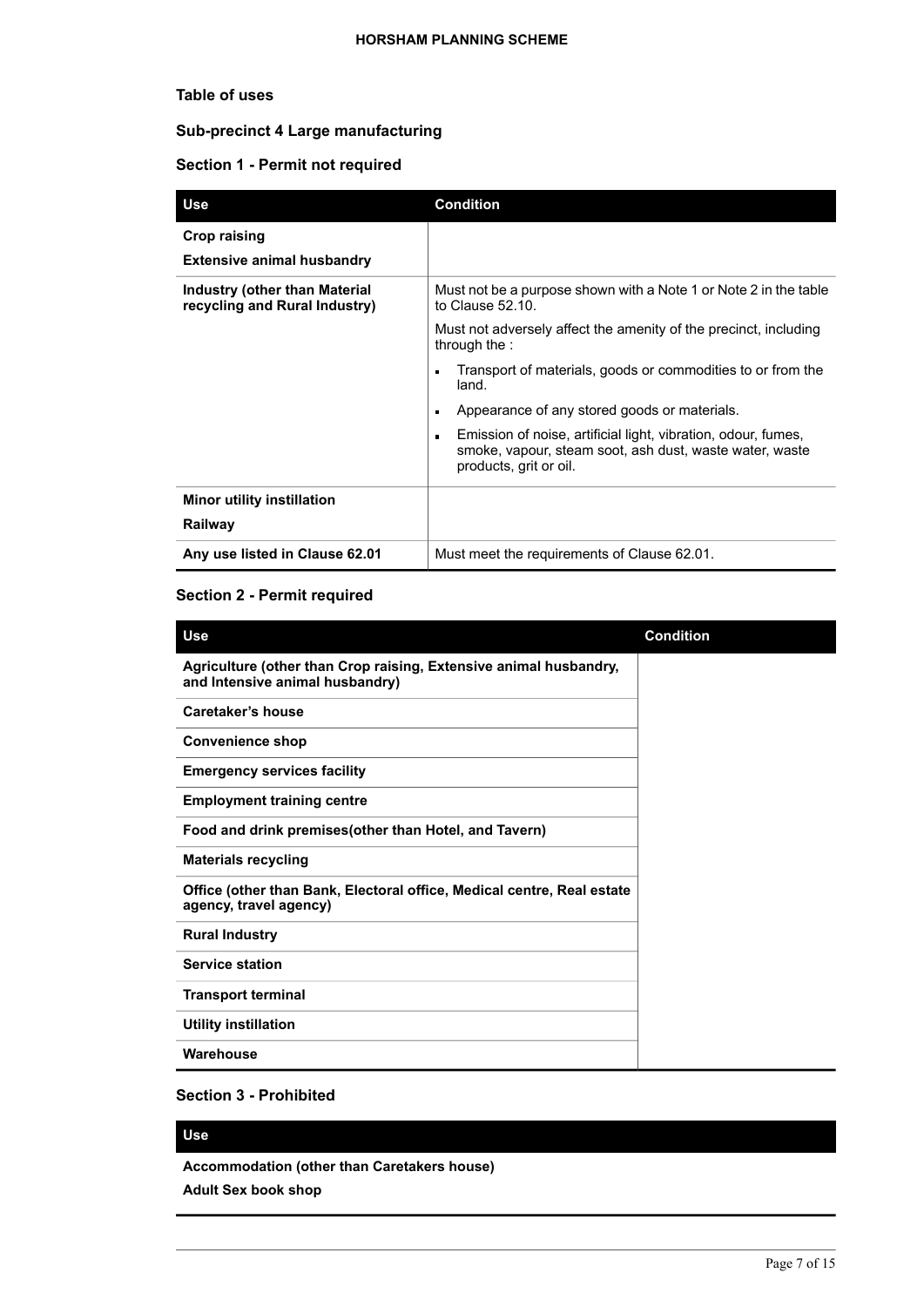### Table of uses

### Sub-precinct 4 Large manufacturing

### Section 1 - Permit not required

| Use | Condition |
|---|---|
| **Crop raising**<br>**Extensive animal husbandry** | |
| **Industry (other than Material recycling and Rural Industry)** | Must not be a purpose shown with a Note 1 or Note 2 in the table to Clause 52.10.<br>Must not adversely affect the amenity of the precinct, including through the :<br>• Transport of materials, goods or commodities to or from the land.<br>• Appearance of any stored goods or materials.<br>• Emission of noise, artificial light, vibration, odour, fumes, smoke, vapour, steam soot, ash dust, waste water, waste products, grit or oil. |
| **Minor utility instillation**<br>**Railway** | |
| **Any use listed in Clause 62.01** | Must meet the requirements of Clause 62.01. |

### Section 2 - Permit required

| Use | Condition |
|---|---|
| **Agriculture (other than Crop raising, Extensive animal husbandry, and Intensive animal husbandry)** | |
| **Caretaker's house** | |
| **Convenience shop** | |
| **Emergency services facility** | |
| **Employment training centre** | |
| **Food and drink premises(other than Hotel, and Tavern)** | |
| **Materials recycling** | |
| **Office (other than Bank, Electoral office, Medical centre, Real estate agency, travel agency)** | |
| **Rural Industry** | |
| **Service station** | |
| **Transport terminal** | |
| **Utility instillation** | |
| **Warehouse** | |

### Section 3 - Prohibited

| Use |
|---|
| **Accommodation (other than Caretakers house)**<br>**Adult Sex book shop** |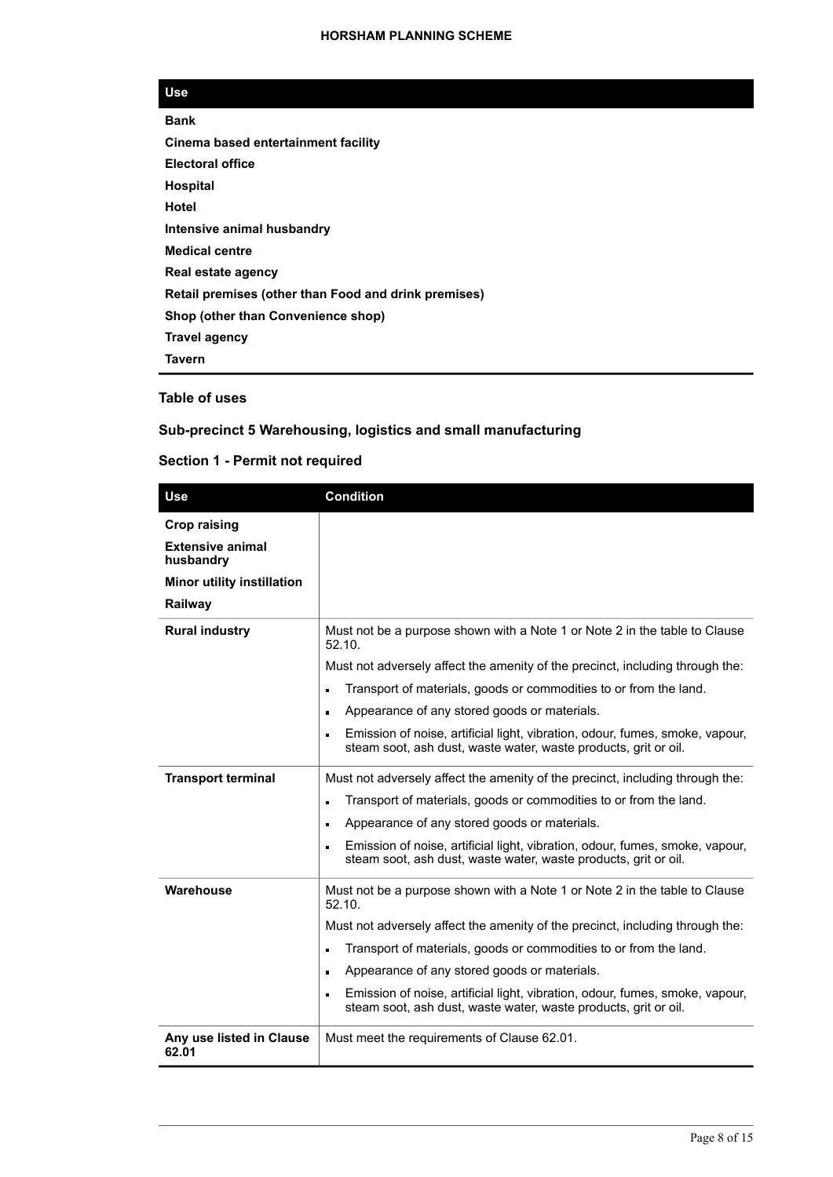| Use |
|---|
| **Bank** |
| **Cinema based entertainment facility** |
| **Electoral office** |
| **Hospital** |
| **Hotel** |
| **Intensive animal husbandry** |
| **Medical centre** |
| **Real estate agency** |
| **Retail premises (other than Food and drink premises)** |
| **Shop (other than Convenience shop)** |
| **Travel agency** |
| **Tavern** |

### Table of uses

### Sub-precinct 5 Warehousing, logistics and small manufacturing

### Section 1 - Permit not required

| Use | Condition |
|---|---|
| **Crop raising**<br>**Extensive animal husbandry**<br>**Minor utility instillation**<br>**Railway** | |
| **Rural industry** | Must not be a purpose shown with a Note 1 or Note 2 in the table to Clause 52.10.<br>Must not adversely affect the amenity of the precinct, including through the:<br>▪ Transport of materials, goods or commodities to or from the land.<br>▪ Appearance of any stored goods or materials.<br>▪ Emission of noise, artificial light, vibration, odour, fumes, smoke, vapour, steam soot, ash dust, waste water, waste products, grit or oil. |
| **Transport terminal** | Must not adversely affect the amenity of the precinct, including through the:<br>▪ Transport of materials, goods or commodities to or from the land.<br>▪ Appearance of any stored goods or materials.<br>▪ Emission of noise, artificial light, vibration, odour, fumes, smoke, vapour, steam soot, ash dust, waste water, waste products, grit or oil. |
| **Warehouse** | Must not be a purpose shown with a Note 1 or Note 2 in the table to Clause 52.10.<br>Must not adversely affect the amenity of the precinct, including through the:<br>▪ Transport of materials, goods or commodities to or from the land.<br>▪ Appearance of any stored goods or materials.<br>▪ Emission of noise, artificial light, vibration, odour, fumes, smoke, vapour, steam soot, ash dust, waste water, waste products, grit or oil. |
| **Any use listed in Clause 62.01** | Must meet the requirements of Clause 62.01. |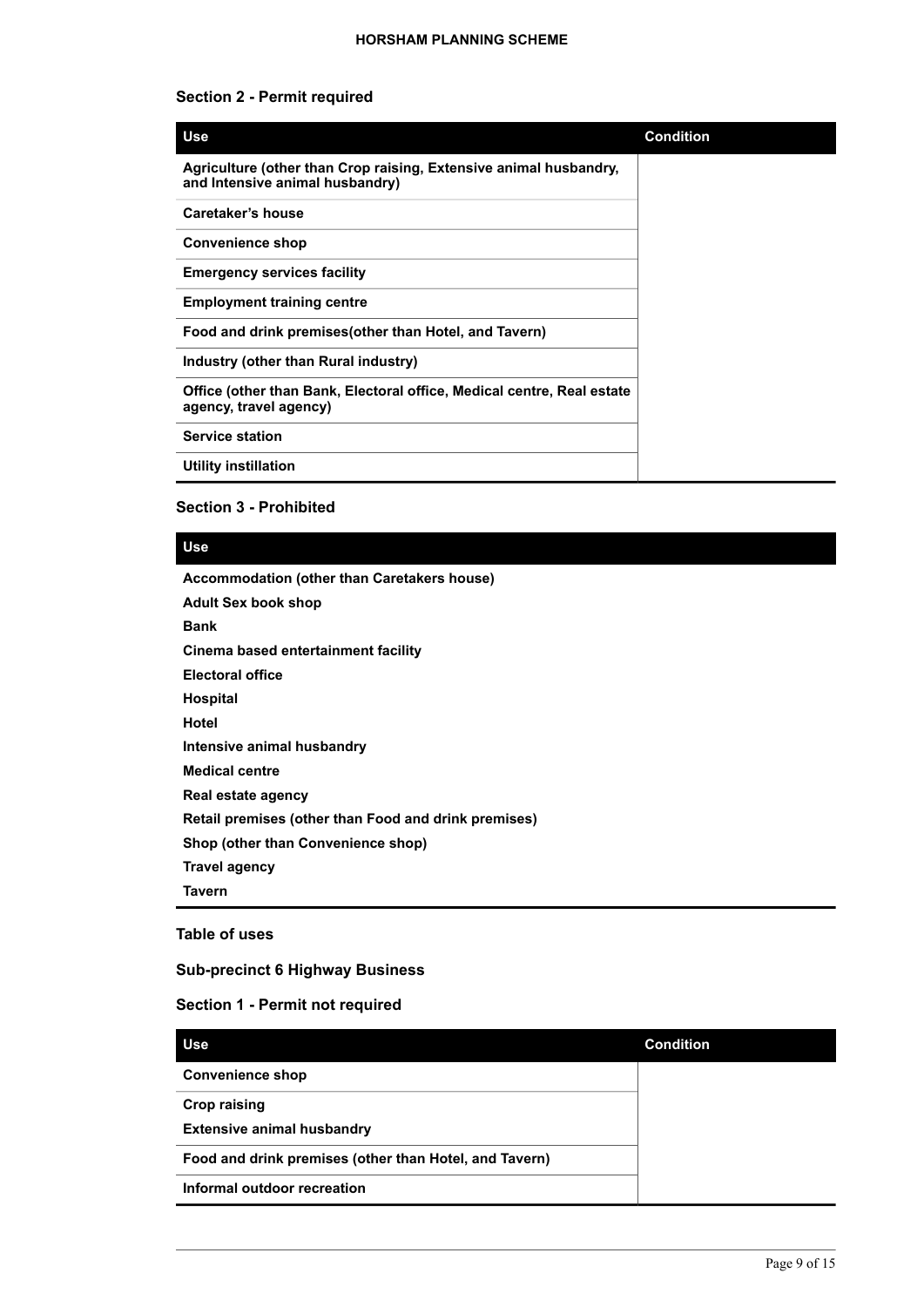### Section 2 - Permit required

| Use | Condition |
|---|---|
| Agriculture (other than Crop raising, Extensive animal husbandry, and Intensive animal husbandry) | |
| Caretaker's house | |
| Convenience shop | |
| Emergency services facility | |
| Employment training centre | |
| Food and drink premises(other than Hotel, and Tavern) | |
| Industry (other than Rural industry) | |
| Office (other than Bank, Electoral office, Medical centre, Real estate agency, travel agency) | |
| Service station | |
| Utility instillation | |

### Section 3 - Prohibited

| Use |
|---|
| Accommodation (other than Caretakers house) |
| Adult Sex book shop |
| Bank |
| Cinema based entertainment facility |
| Electoral office |
| Hospital |
| Hotel |
| Intensive animal husbandry |
| Medical centre |
| Real estate agency |
| Retail premises (other than Food and drink premises) |
| Shop (other than Convenience shop) |
| Travel agency |
| Tavern |

### Table of uses

### Sub-precinct 6 Highway Business

### Section 1 - Permit not required

| Use | Condition |
|---|---|
| Convenience shop | |
| Crop raising<br>Extensive animal husbandry | |
| Food and drink premises (other than Hotel, and Tavern) | |
| Informal outdoor recreation | |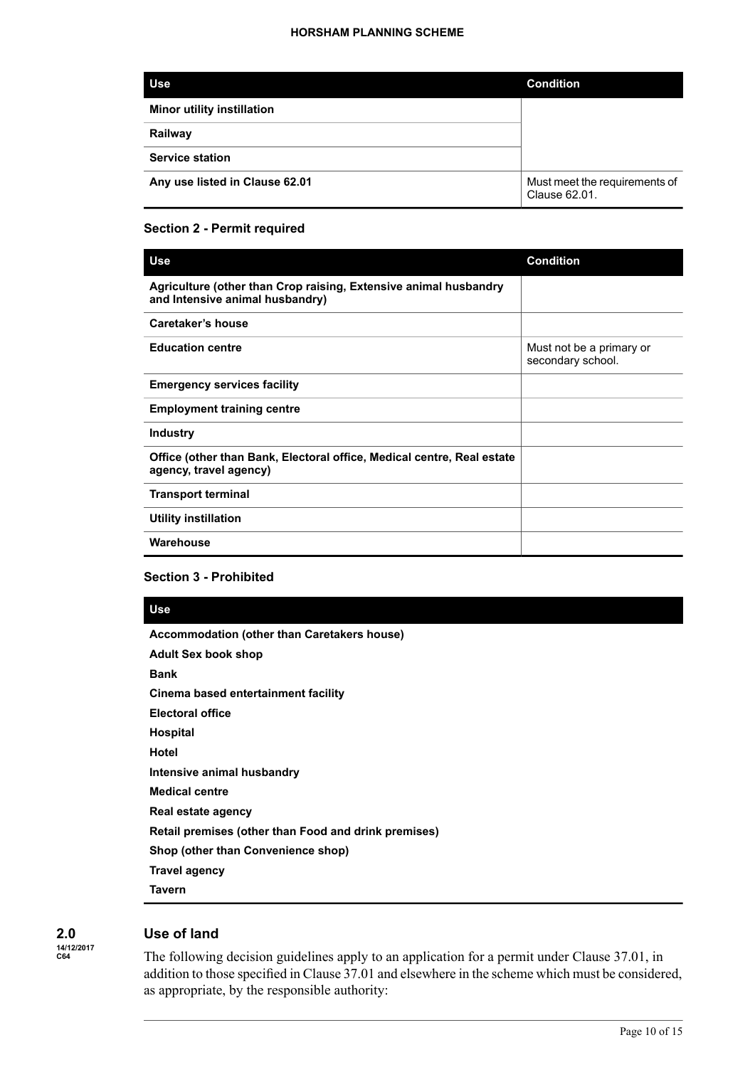| Use | Condition |
|---|---|
| **Minor utility instillation** | |
| **Railway** | |
| **Service station** | |
| **Any use listed in Clause 62.01** | Must meet the requirements of Clause 62.01. |

### Section 2 - Permit required

| Use | Condition |
|---|---|
| **Agriculture (other than Crop raising, Extensive animal husbandry and Intensive animal husbandry)** | |
| **Caretaker's house** | |
| **Education centre** | Must not be a primary or secondary school. |
| **Emergency services facility** | |
| **Employment training centre** | |
| **Industry** | |
| **Office (other than Bank, Electoral office, Medical centre, Real estate agency, travel agency)** | |
| **Transport terminal** | |
| **Utility instillation** | |
| **Warehouse** | |

### Section 3 - Prohibited

| Use |
|---|
| **Accommodation (other than Caretakers house)** |
| **Adult Sex book shop** |
| **Bank** |
| **Cinema based entertainment facility** |
| **Electoral office** |
| **Hospital** |
| **Hotel** |
| **Intensive animal husbandry** |
| **Medical centre** |
| **Real estate agency** |
| **Retail premises (other than Food and drink premises)** |
| **Shop (other than Convenience shop)** |
| **Travel agency** |
| **Tavern** |

## 2.0 Use of land

14/12/2017
C64

The following decision guidelines apply to an application for a permit under Clause 37.01, in addition to those specified in Clause 37.01 and elsewhere in the scheme which must be considered, as appropriate, by the responsible authority: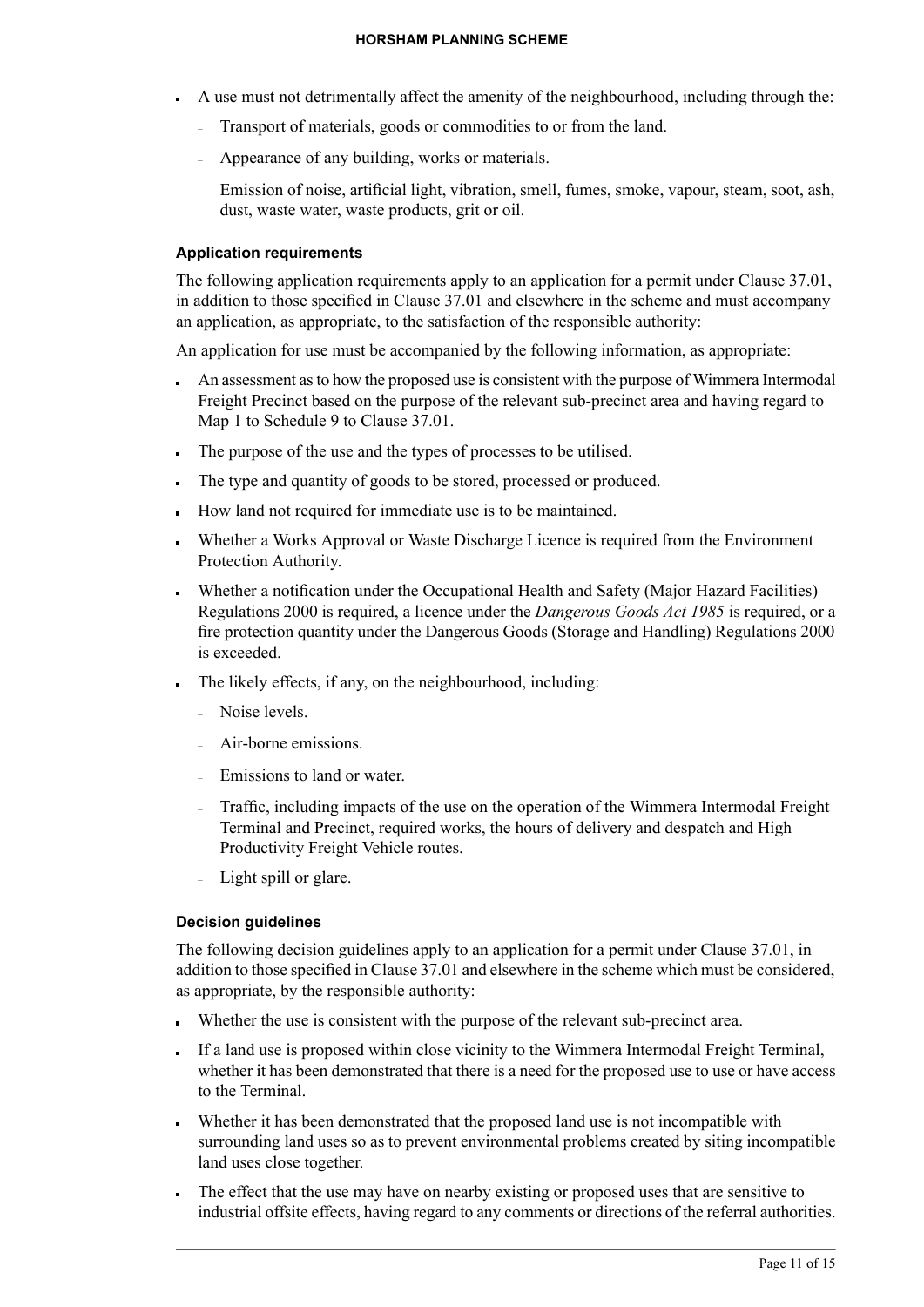- A use must not detrimentally affect the amenity of the neighbourhood, including through the:
  - Transport of materials, goods or commodities to or from the land.
  - Appearance of any building, works or materials.
  - Emission of noise, artificial light, vibration, smell, fumes, smoke, vapour, steam, soot, ash, dust, waste water, waste products, grit or oil.

### Application requirements

The following application requirements apply to an application for a permit under Clause 37.01, in addition to those specified in Clause 37.01 and elsewhere in the scheme and must accompany an application, as appropriate, to the satisfaction of the responsible authority:

An application for use must be accompanied by the following information, as appropriate:

- An assessment as to how the proposed use is consistent with the purpose of Wimmera Intermodal Freight Precinct based on the purpose of the relevant sub-precinct area and having regard to Map 1 to Schedule 9 to Clause 37.01.
- The purpose of the use and the types of processes to be utilised.
- The type and quantity of goods to be stored, processed or produced.
- How land not required for immediate use is to be maintained.
- Whether a Works Approval or Waste Discharge Licence is required from the Environment Protection Authority.
- Whether a notification under the Occupational Health and Safety (Major Hazard Facilities) Regulations 2000 is required, a licence under the *Dangerous Goods Act 1985* is required, or a fire protection quantity under the Dangerous Goods (Storage and Handling) Regulations 2000 is exceeded.
- The likely effects, if any, on the neighbourhood, including:
  - Noise levels.
  - Air-borne emissions.
  - Emissions to land or water.
  - Traffic, including impacts of the use on the operation of the Wimmera Intermodal Freight Terminal and Precinct, required works, the hours of delivery and despatch and High Productivity Freight Vehicle routes.
  - Light spill or glare.

### Decision guidelines

The following decision guidelines apply to an application for a permit under Clause 37.01, in addition to those specified in Clause 37.01 and elsewhere in the scheme which must be considered, as appropriate, by the responsible authority:

- Whether the use is consistent with the purpose of the relevant sub-precinct area.
- If a land use is proposed within close vicinity to the Wimmera Intermodal Freight Terminal, whether it has been demonstrated that there is a need for the proposed use to use or have access to the Terminal.
- Whether it has been demonstrated that the proposed land use is not incompatible with surrounding land uses so as to prevent environmental problems created by siting incompatible land uses close together.
- The effect that the use may have on nearby existing or proposed uses that are sensitive to industrial offsite effects, having regard to any comments or directions of the referral authorities.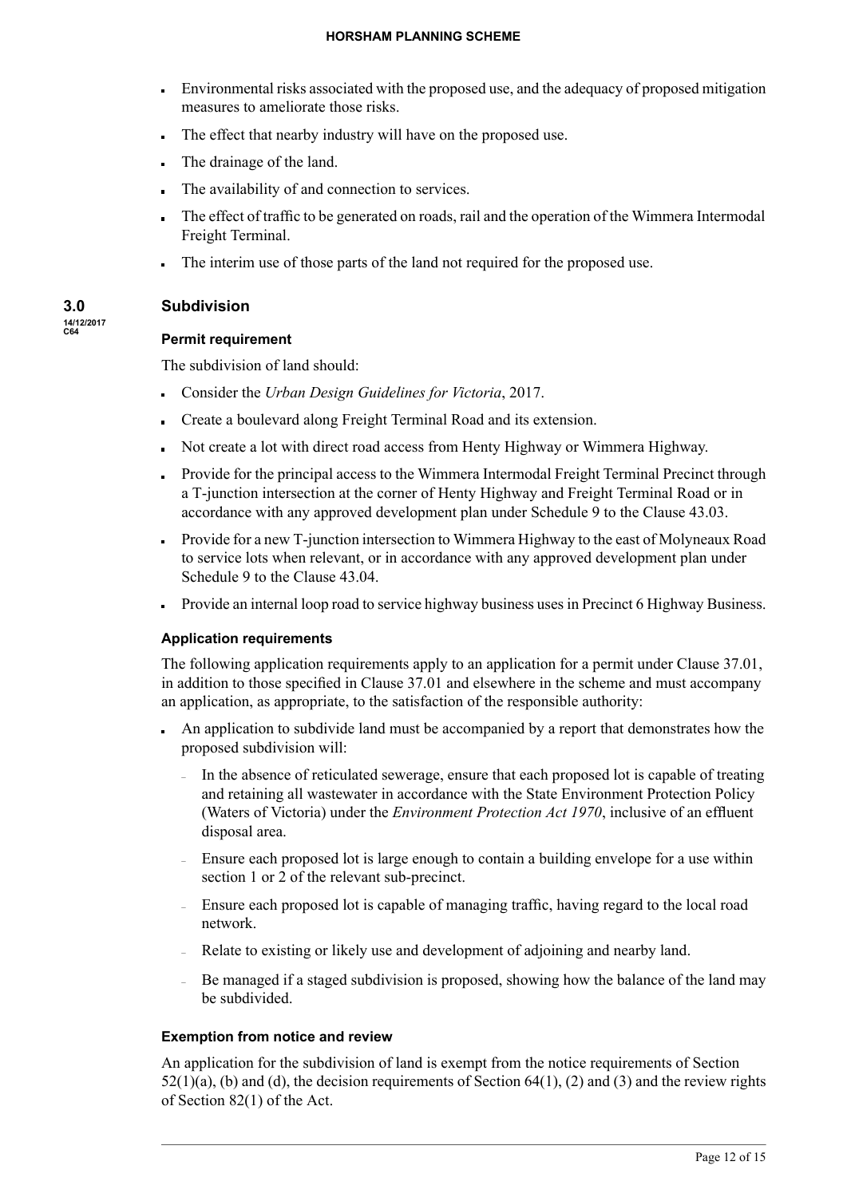- Environmental risks associated with the proposed use, and the adequacy of proposed mitigation measures to ameliorate those risks.
- The effect that nearby industry will have on the proposed use.
- The drainage of the land.
- The availability of and connection to services.
- The effect of traffic to be generated on roads, rail and the operation of the Wimmera Intermodal Freight Terminal.
- The interim use of those parts of the land not required for the proposed use.

## 3.0 Subdivision

14/12/2017
C64

### Permit requirement

The subdivision of land should:

- Consider the *Urban Design Guidelines for Victoria*, 2017.
- Create a boulevard along Freight Terminal Road and its extension.
- Not create a lot with direct road access from Henty Highway or Wimmera Highway.
- Provide for the principal access to the Wimmera Intermodal Freight Terminal Precinct through a T-junction intersection at the corner of Henty Highway and Freight Terminal Road or in accordance with any approved development plan under Schedule 9 to the Clause 43.03.
- Provide for a new T-junction intersection to Wimmera Highway to the east of Molyneaux Road to service lots when relevant, or in accordance with any approved development plan under Schedule 9 to the Clause 43.04.
- Provide an internal loop road to service highway business uses in Precinct 6 Highway Business.

### Application requirements

The following application requirements apply to an application for a permit under Clause 37.01, in addition to those specified in Clause 37.01 and elsewhere in the scheme and must accompany an application, as appropriate, to the satisfaction of the responsible authority:

- An application to subdivide land must be accompanied by a report that demonstrates how the proposed subdivision will:
  - In the absence of reticulated sewerage, ensure that each proposed lot is capable of treating and retaining all wastewater in accordance with the State Environment Protection Policy (Waters of Victoria) under the *Environment Protection Act 1970*, inclusive of an effluent disposal area.
  - Ensure each proposed lot is large enough to contain a building envelope for a use within section 1 or 2 of the relevant sub-precinct.
  - Ensure each proposed lot is capable of managing traffic, having regard to the local road network.
  - Relate to existing or likely use and development of adjoining and nearby land.
  - Be managed if a staged subdivision is proposed, showing how the balance of the land may be subdivided.

### Exemption from notice and review

An application for the subdivision of land is exempt from the notice requirements of Section 52(1)(a), (b) and (d), the decision requirements of Section 64(1), (2) and (3) and the review rights of Section 82(1) of the Act.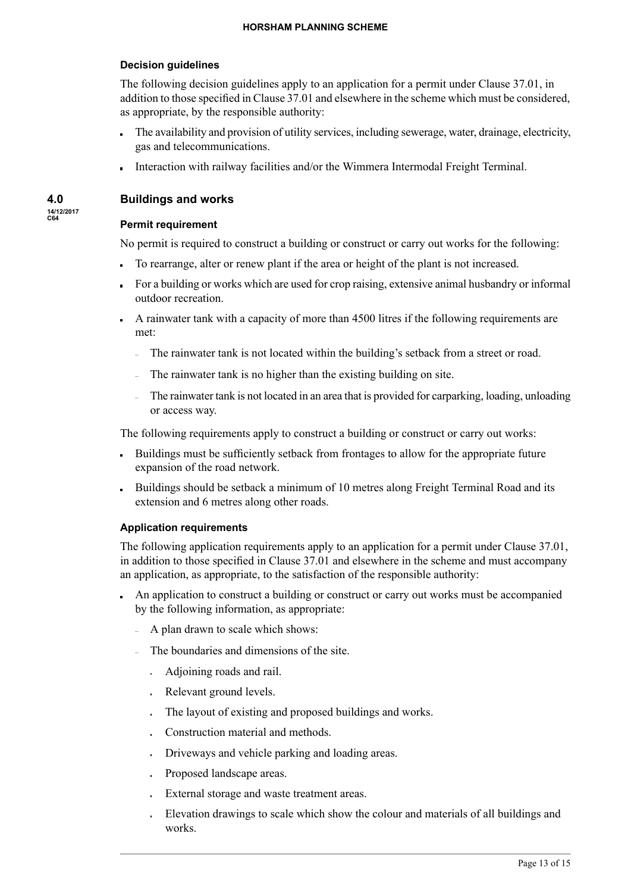### Decision guidelines

The following decision guidelines apply to an application for a permit under Clause 37.01, in addition to those specified in Clause 37.01 and elsewhere in the scheme which must be considered, as appropriate, by the responsible authority:

- The availability and provision of utility services, including sewerage, water, drainage, electricity, gas and telecommunications.
- Interaction with railway facilities and/or the Wimmera Intermodal Freight Terminal.

## 4.0 Buildings and works

14/12/2017
C64

### Permit requirement

No permit is required to construct a building or construct or carry out works for the following:

- To rearrange, alter or renew plant if the area or height of the plant is not increased.
- For a building or works which are used for crop raising, extensive animal husbandry or informal outdoor recreation.
- A rainwater tank with a capacity of more than 4500 litres if the following requirements are met:
  - The rainwater tank is not located within the building's setback from a street or road.
  - The rainwater tank is no higher than the existing building on site.
  - The rainwater tank is not located in an area that is provided for carparking, loading, unloading or access way.

The following requirements apply to construct a building or construct or carry out works:

- Buildings must be sufficiently setback from frontages to allow for the appropriate future expansion of the road network.
- Buildings should be setback a minimum of 10 metres along Freight Terminal Road and its extension and 6 metres along other roads.

### Application requirements

The following application requirements apply to an application for a permit under Clause 37.01, in addition to those specified in Clause 37.01 and elsewhere in the scheme and must accompany an application, as appropriate, to the satisfaction of the responsible authority:

- An application to construct a building or construct or carry out works must be accompanied by the following information, as appropriate:
  - A plan drawn to scale which shows:
  - The boundaries and dimensions of the site.
    - Adjoining roads and rail.
    - Relevant ground levels.
    - The layout of existing and proposed buildings and works.
    - Construction material and methods.
    - Driveways and vehicle parking and loading areas.
    - Proposed landscape areas.
    - External storage and waste treatment areas.
    - Elevation drawings to scale which show the colour and materials of all buildings and works.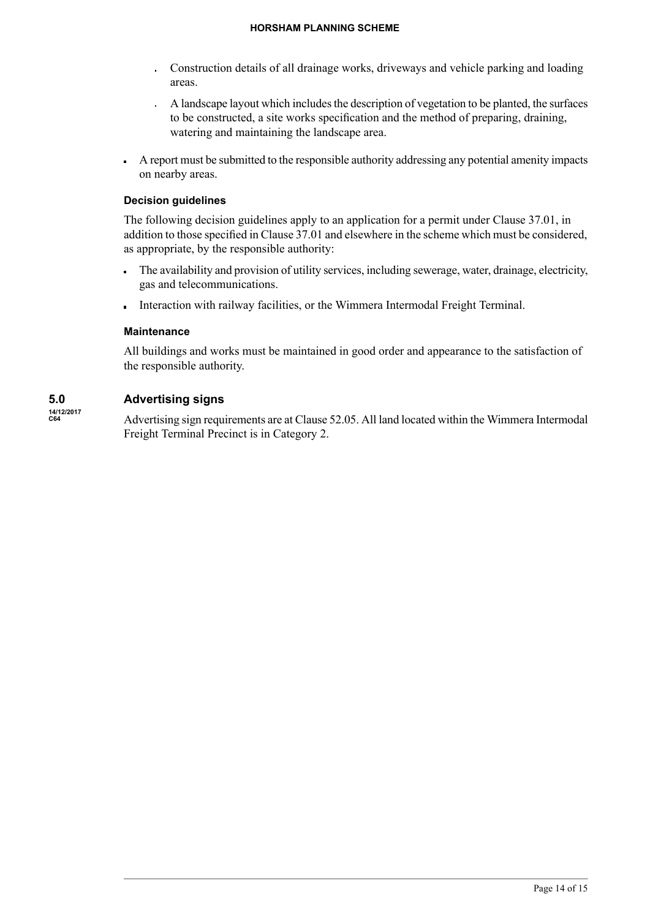- Construction details of all drainage works, driveways and vehicle parking and loading areas.
- A landscape layout which includes the description of vegetation to be planted, the surfaces to be constructed, a site works specification and the method of preparing, draining, watering and maintaining the landscape area.

- A report must be submitted to the responsible authority addressing any potential amenity impacts on nearby areas.

### Decision guidelines

The following decision guidelines apply to an application for a permit under Clause 37.01, in addition to those specified in Clause 37.01 and elsewhere in the scheme which must be considered, as appropriate, by the responsible authority:

- The availability and provision of utility services, including sewerage, water, drainage, electricity, gas and telecommunications.
- Interaction with railway facilities, or the Wimmera Intermodal Freight Terminal.

### Maintenance

All buildings and works must be maintained in good order and appearance to the satisfaction of the responsible authority.

## 5.0 Advertising signs

14/12/2017
C64

Advertising sign requirements are at Clause 52.05. All land located within the Wimmera Intermodal Freight Terminal Precinct is in Category 2.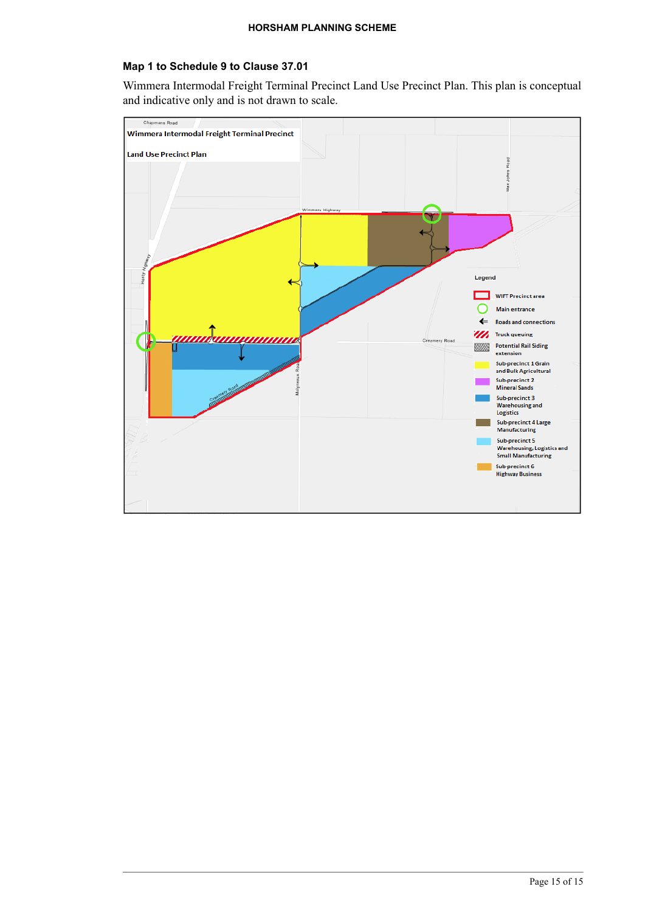### Map 1 to Schedule 9 to Clause 37.01

Wimmera Intermodal Freight Terminal Precinct Land Use Precinct Plan. This plan is conceptual and indicative only and is not drawn to scale.

Wimmera Intermodal Freight Terminal Precinct

Land Use Precinct Plan

Chapmans Road

Wimmera Highway

Henty Highway

Creamery Road

Molyneaux Road

Max Johns Road

Legend

WIFT Precinct area

Main entrance

Roads and connections

Truck queuing

Potential Rail Siding extension

Sub-precinct 1 Grain and Bulk Agricultural

Sub-precinct 2 Mineral Sands

Sub-precinct 3 Warehousing and Logistics

Sub-precinct 4 Large Manufacturing

Sub-precinct 5 Warehousing, Logistics and Small Manufacturing

Sub-precinct 6 Highway Business